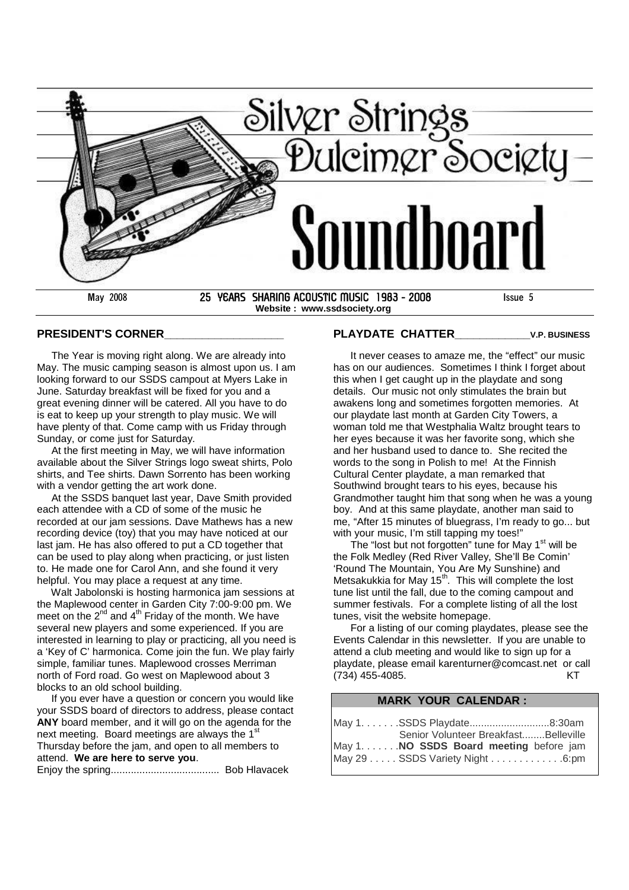# Silver Strings Dulcimer Society

# Soundboard

May 2008 — 25 YEARS SHARING ACOUSTIC MUSIC 1983 - 2008 — Issue 5

**Website : www.ssdsociety.org**

## PRESIDENT'S CORNER

The Year is moving right along. We are already into May. The music camping season is almost upon us. I am looking forward to our SSDS campout at Myers Lake in June. Saturday breakfast will be fixed for you and a great evening dinner will be catered. All you have to do is eat to keep up your strength to play music. We will have plenty of that. Come camp with us Friday through Sunday, or come just for Saturday.

At the first meeting in May, we will have information available about the Silver Strings logo sweat shirts, Polo shirts, and Tee shirts. Dawn Sorrento has been working with a vendor getting the art work done.

At the SSDS banquet last year, Dave Smith provided each attendee with a CD of some of the music he recorded at our jam sessions. Dave Mathews has a new recording device (toy) that you may have noticed at our last jam. He has also offered to put a CD together that can be used to play along when practicing, or just listen to. He made one for Carol Ann, and she found it very helpful. You may place a request at any time.

Walt Jabolonski is hosting harmonica jam sessions at the Maplewood center in Garden City 7:00-9:00 pm. We meet on the 2nd and 4th Friday of the month. We have several new players and some experienced. If you are interested in learning to play or practicing, all you need is a 'Key of C' harmonica. Come join the fun. We play fairly simple, familiar tunes. Maplewood crosses Merriman north of Ford road. Go west on Maplewood about 3 blocks to an old school building.

If you ever have a question or concern you would like your SSDS board of directors to address, please contact **ANY** board member, and it will go on the agenda for the next meeting. Board meetings are always the 1st Thursday before the jam, and open to all members to attend. **We are here to serve you**.

Enjoy the spring...................................... Bob Hlavacek

## PLAYDATE CHATTER — V.P. BUSINESS

It never ceases to amaze me, the "effect" our music has on our audiences. Sometimes I think I forget about this when I get caught up in the playdate and song details. Our music not only stimulates the brain but awakens long and sometimes forgotten memories. At our playdate last month at Garden City Towers, a woman told me that Westphalia Waltz brought tears to her eyes because it was her favorite song, which she and her husband used to dance to. She recited the words to the song in Polish to me! At the Finnish Cultural Center playdate, a man remarked that Southwind brought tears to his eyes, because his Grandmother taught him that song when he was a young boy. And at this same playdate, another man said to me, "After 15 minutes of bluegrass, I'm ready to go... but with your music, I'm still tapping my toes!"

The "lost but not forgotten" tune for May 1st will be the Folk Medley (Red River Valley, She'll Be Comin' 'Round The Mountain, You Are My Sunshine) and Metsakukkia for May 15th. This will complete the lost tune list until the fall, due to the coming campout and summer festivals. For a complete listing of all the lost tunes, visit the website homepage.

For a listing of our coming playdates, please see the Events Calendar in this newsletter. If you are unable to attend a club meeting and would like to sign up for a playdate, please email karenturner@comcast.net or call (734) 455-4085. KT

## MARK YOUR CALENDAR :

May 1. . . . . . .SSDS Playdate...........................8:30am
Senior Volunteer Breakfast........Belleville
May 1. . . . . . .**NO SSDS Board meeting** before jam
May 29 . . . . . SSDS Variety Night . . . . . . . . . . . . .6:pm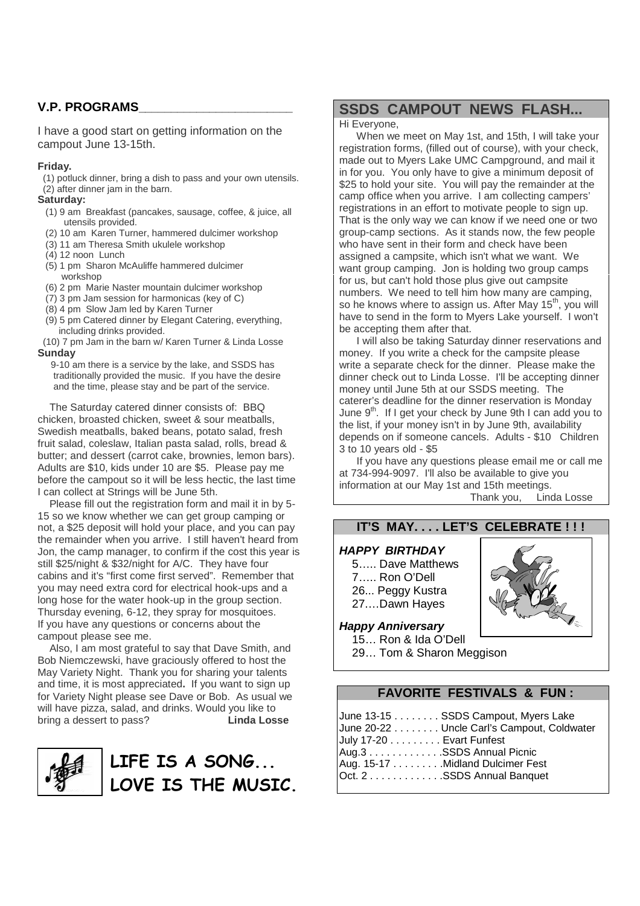## V.P. PROGRAMS

I have a good start on getting information on the campout June 13-15th.

**Friday.**

(1) potluck dinner, bring a dish to pass and your own utensils.
(2) after dinner jam in the barn.

**Saturday:**

(1) 9 am Breakfast (pancakes, sausage, coffee, & juice, all utensils provided.
(2) 10 am Karen Turner, hammered dulcimer workshop
(3) 11 am Theresa Smith ukulele workshop
(4) 12 noon Lunch
(5) 1 pm Sharon McAuliffe hammered dulcimer workshop
(6) 2 pm Marie Naster mountain dulcimer workshop
(7) 3 pm Jam session for harmonicas (key of C)
(8) 4 pm Slow Jam led by Karen Turner
(9) 5 pm Catered dinner by Elegant Catering, everything, including drinks provided.
(10) 7 pm Jam in the barn w/ Karen Turner & Linda Losse

**Sunday**

9-10 am there is a service by the lake, and SSDS has traditionally provided the music. If you have the desire and the time, please stay and be part of the service.

The Saturday catered dinner consists of: BBQ chicken, broasted chicken, sweet & sour meatballs, Swedish meatballs, baked beans, potato salad, fresh fruit salad, coleslaw, Italian pasta salad, rolls, bread & butter; and dessert (carrot cake, brownies, lemon bars). Adults are $10, kids under 10 are $5. Please pay me before the campout so it will be less hectic, the last time I can collect at Strings will be June 5th.

Please fill out the registration form and mail it in by 5-15 so we know whether we can get group camping or not, a $25 deposit will hold your place, and you can pay the remainder when you arrive. I still haven't heard from Jon, the camp manager, to confirm if the cost this year is still $25/night & $32/night for A/C. They have four cabins and it's "first come first served". Remember that you may need extra cord for electrical hook-ups and a long hose for the water hook-up in the group section. Thursday evening, 6-12, they spray for mosquitoes. If you have any questions or concerns about the campout please see me.

Also, I am most grateful to say that Dave Smith, and Bob Niemczewski, have graciously offered to host the May Variety Night. Thank you for sharing your talents and time, it is most appreciated**.** If you want to sign up for Variety Night please see Dave or Bob. As usual we will have pizza, salad, and drinks. Would you like to bring a dessert to pass? **Linda Losse**

**LIFE IS A SONG... LOVE IS THE MUSIC.**

## SSDS CAMPOUT NEWS FLASH...

Hi Everyone,

When we meet on May 1st, and 15th, I will take your registration forms, (filled out of course), with your check, made out to Myers Lake UMC Campground, and mail it in for you. You only have to give a minimum deposit of $25 to hold your site. You will pay the remainder at the camp office when you arrive. I am collecting campers' registrations in an effort to motivate people to sign up. That is the only way we can know if we need one or two group-camp sections. As it stands now, the few people who have sent in their form and check have been assigned a campsite, which isn't what we want. We want group camping. Jon is holding two group camps for us, but can't hold those plus give out campsite numbers. We need to tell him how many are camping, so he knows where to assign us. After May 15th, you will have to send in the form to Myers Lake yourself. I won't be accepting them after that.

I will also be taking Saturday dinner reservations and money. If you write a check for the campsite please write a separate check for the dinner. Please make the dinner check out to Linda Losse. I'll be accepting dinner money until June 5th at our SSDS meeting. The caterer's deadline for the dinner reservation is Monday June 9th. If I get your check by June 9th I can add you to the list, if your money isn't in by June 9th, availability depends on if someone cancels. Adults - $10 Children 3 to 10 years old - $5

If you have any questions please email me or call me at 734-994-9097. I'll also be available to give you information at our May 1st and 15th meetings.

Thank you, Linda Losse

## IT'S MAY. . . . LET'S CELEBRATE ! ! !

***HAPPY BIRTHDAY***

5….. Dave Matthews
7….. Ron O'Dell
26... Peggy Kustra
27….Dawn Hayes

***Happy Anniversary***

15… Ron & Ida O'Dell
29… Tom & Sharon Meggison

## FAVORITE FESTIVALS & FUN :

June 13-15 . . . . . . . . SSDS Campout, Myers Lake
June 20-22 . . . . . . . . Uncle Carl's Campout, Coldwater
July 17-20 . . . . . . . . . Evart Funfest
Aug.3 . . . . . . . . . . . . .SSDS Annual Picnic
Aug. 15-17 . . . . . . . . .Midland Dulcimer Fest
Oct. 2 . . . . . . . . . . . . .SSDS Annual Banquet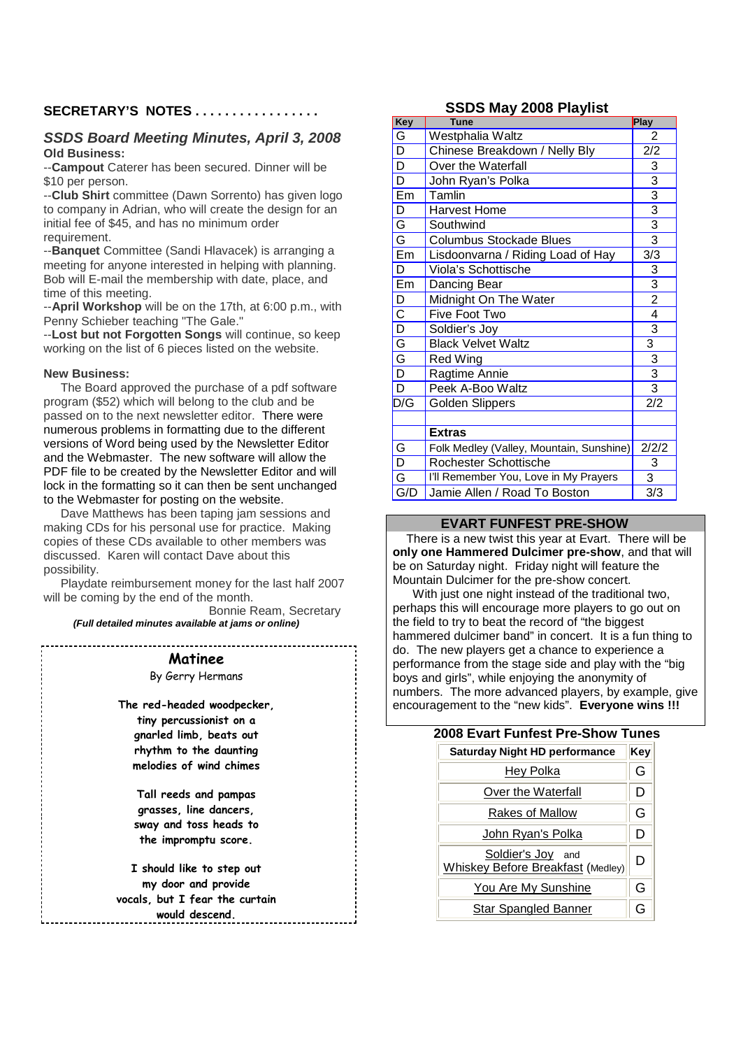## SECRETARY'S NOTES . . . . . . . . . . . . . . . . .

### *SSDS Board Meeting Minutes, April 3, 2008*

**Old Business:**

--**Campout** Caterer has been secured. Dinner will be $10 per person.

--**Club Shirt** committee (Dawn Sorrento) has given logo to company in Adrian, who will create the design for an initial fee of $45, and has no minimum order requirement.

--**Banquet** Committee (Sandi Hlavacek) is arranging a meeting for anyone interested in helping with planning. Bob will E-mail the membership with date, place, and time of this meeting.

--**April Workshop** will be on the 17th, at 6:00 p.m., with Penny Schieber teaching "The Gale."

--**Lost but not Forgotten Songs** will continue, so keep working on the list of 6 pieces listed on the website.

**New Business:**

The Board approved the purchase of a pdf software program ($52) which will belong to the club and be passed on to the next newsletter editor. There were numerous problems in formatting due to the different versions of Word being used by the Newsletter Editor and the Webmaster. The new software will allow the PDF file to be created by the Newsletter Editor and will lock in the formatting so it can then be sent unchanged to the Webmaster for posting on the website.

Dave Matthews has been taping jam sessions and making CDs for his personal use for practice. Making copies of these CDs available to other members was discussed. Karen will contact Dave about this possibility.

Playdate reimbursement money for the last half 2007 will be coming by the end of the month.

Bonnie Ream, Secretary

***(Full detailed minutes available at jams or online)***

---

### Matinee

By Gerry Hermans

The red-headed woodpecker,
tiny percussionist on a
gnarled limb, beats out
rhythm to the daunting
melodies of wind chimes

Tall reeds and pampas
grasses, line dancers,
sway and toss heads to
the impromptu score.

I should like to step out
my door and provide
vocals, but I fear the curtain
would descend.

---

## SSDS May 2008 Playlist

| Key | Tune | Play |
|---|---|---|
| G | Westphalia Waltz | 2 |
| D | Chinese Breakdown / Nelly Bly | 2/2 |
| D | Over the Waterfall | 3 |
| D | John Ryan's Polka | 3 |
| Em | Tamlin | 3 |
| D | Harvest Home | 3 |
| G | Southwind | 3 |
| G | Columbus Stockade Blues | 3 |
| Em | Lisdoonvarna / Riding Load of Hay | 3/3 |
| D | Viola's Schottische | 3 |
| Em | Dancing Bear | 3 |
| D | Midnight On The Water | 2 |
| C | Five Foot Two | 4 |
| D | Soldier's Joy | 3 |
| G | Black Velvet Waltz | 3 |
| G | Red Wing | 3 |
| D | Ragtime Annie | 3 |
| D | Peek A-Boo Waltz | 3 |
| D/G | Golden Slippers | 2/2 |
| | | |
| | **Extras** | |
| G | Folk Medley (Valley, Mountain, Sunshine) | 2/2/2 |
| D | Rochester Schottische | 3 |
| G | I'll Remember You, Love in My Prayers | 3 |
| G/D | Jamie Allen / Road To Boston | 3/3 |

## EVART FUNFEST PRE-SHOW

There is a new twist this year at Evart. There will be **only one Hammered Dulcimer pre-show**, and that will be on Saturday night. Friday night will feature the Mountain Dulcimer for the pre-show concert.

With just one night instead of the traditional two, perhaps this will encourage more players to go out on the field to try to beat the record of "the biggest hammered dulcimer band" in concert. It is a fun thing to do. The new players get a chance to experience a performance from the stage side and play with the "big boys and girls", while enjoying the anonymity of numbers. The more advanced players, by example, give encouragement to the "new kids". **Everyone wins !!!**

### 2008 Evart Funfest Pre-Show Tunes

| Saturday Night HD performance | Key |
|---|---|
| Hey Polka | G |
| Over the Waterfall | D |
| Rakes of Mallow | G |
| John Ryan's Polka | D |
| Soldier's Joy and Whiskey Before Breakfast (Medley) | D |
| You Are My Sunshine | G |
| Star Spangled Banner | G |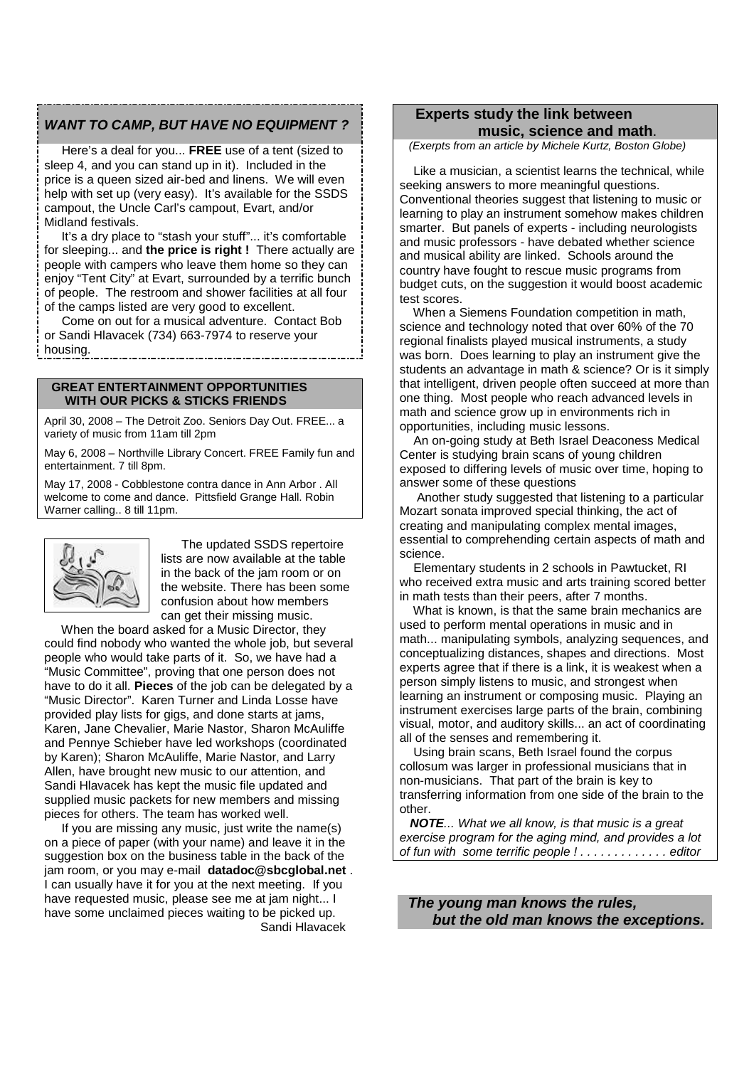## *WANT TO CAMP, BUT HAVE NO EQUIPMENT ?*

Here's a deal for you... **FREE** use of a tent (sized to sleep 4, and you can stand up in it). Included in the price is a queen sized air-bed and linens. We will even help with set up (very easy). It's available for the SSDS campout, the Uncle Carl's campout, Evart, and/or Midland festivals.

It's a dry place to "stash your stuff"... it's comfortable for sleeping... and **the price is right !** There actually are people with campers who leave them home so they can enjoy "Tent City" at Evart, surrounded by a terrific bunch of people. The restroom and shower facilities at all four of the camps listed are very good to excellent.

Come on out for a musical adventure. Contact Bob or Sandi Hlavacek (734) 663-7974 to reserve your housing.

### GREAT ENTERTAINMENT OPPORTUNITIES WITH OUR PICKS & STICKS FRIENDS

April 30, 2008 – The Detroit Zoo. Seniors Day Out. FREE... a variety of music from 11am till 2pm

May 6, 2008 – Northville Library Concert. FREE Family fun and entertainment. 7 till 8pm.

May 17, 2008 - Cobblestone contra dance in Ann Arbor . All welcome to come and dance. Pittsfield Grange Hall. Robin Warner calling.. 8 till 11pm.

The updated SSDS repertoire lists are now available at the table in the back of the jam room or on the website. There has been some confusion about how members can get their missing music.

When the board asked for a Music Director, they could find nobody who wanted the whole job, but several people who would take parts of it. So, we have had a "Music Committee", proving that one person does not have to do it all. **Pieces** of the job can be delegated by a "Music Director". Karen Turner and Linda Losse have provided play lists for gigs, and done starts at jams, Karen, Jane Chevalier, Marie Nastor, Sharon McAuliffe and Pennye Schieber have led workshops (coordinated by Karen); Sharon McAuliffe, Marie Nastor, and Larry Allen, have brought new music to our attention, and Sandi Hlavacek has kept the music file updated and supplied music packets for new members and missing pieces for others. The team has worked well.

If you are missing any music, just write the name(s) on a piece of paper (with your name) and leave it in the suggestion box on the business table in the back of the jam room, or you may e-mail **datadoc@sbcglobal.net** . I can usually have it for you at the next meeting. If you have requested music, please see me at jam night... I have some unclaimed pieces waiting to be picked up.

Sandi Hlavacek

## Experts study the link between music, science and math.

*(Exerpts from an article by Michele Kurtz, Boston Globe)*

Like a musician, a scientist learns the technical, while seeking answers to more meaningful questions. Conventional theories suggest that listening to music or learning to play an instrument somehow makes children smarter. But panels of experts - including neurologists and music professors - have debated whether science and musical ability are linked. Schools around the country have fought to rescue music programs from budget cuts, on the suggestion it would boost academic test scores.

When a Siemens Foundation competition in math, science and technology noted that over 60% of the 70 regional finalists played musical instruments, a study was born. Does learning to play an instrument give the students an advantage in math & science? Or is it simply that intelligent, driven people often succeed at more than one thing. Most people who reach advanced levels in math and science grow up in environments rich in opportunities, including music lessons.

An on-going study at Beth Israel Deaconess Medical Center is studying brain scans of young children exposed to differing levels of music over time, hoping to answer some of these questions

Another study suggested that listening to a particular Mozart sonata improved special thinking, the act of creating and manipulating complex mental images, essential to comprehending certain aspects of math and science.

Elementary students in 2 schools in Pawtucket, RI who received extra music and arts training scored better in math tests than their peers, after 7 months.

What is known, is that the same brain mechanics are used to perform mental operations in music and in math... manipulating symbols, analyzing sequences, and conceptualizing distances, shapes and directions. Most experts agree that if there is a link, it is weakest when a person simply listens to music, and strongest when learning an instrument or composing music. Playing an instrument exercises large parts of the brain, combining visual, motor, and auditory skills... an act of coordinating all of the senses and remembering it.

Using brain scans, Beth Israel found the corpus collosum was larger in professional musicians that in non-musicians. That part of the brain is key to transferring information from one side of the brain to the other.

***NOTE**... What we all know, is that music is a great exercise program for the aging mind, and provides a lot of fun with some terrific people ! . . . . . . . . . . . . . editor*

***The young man knows the rules, but the old man knows the exceptions.***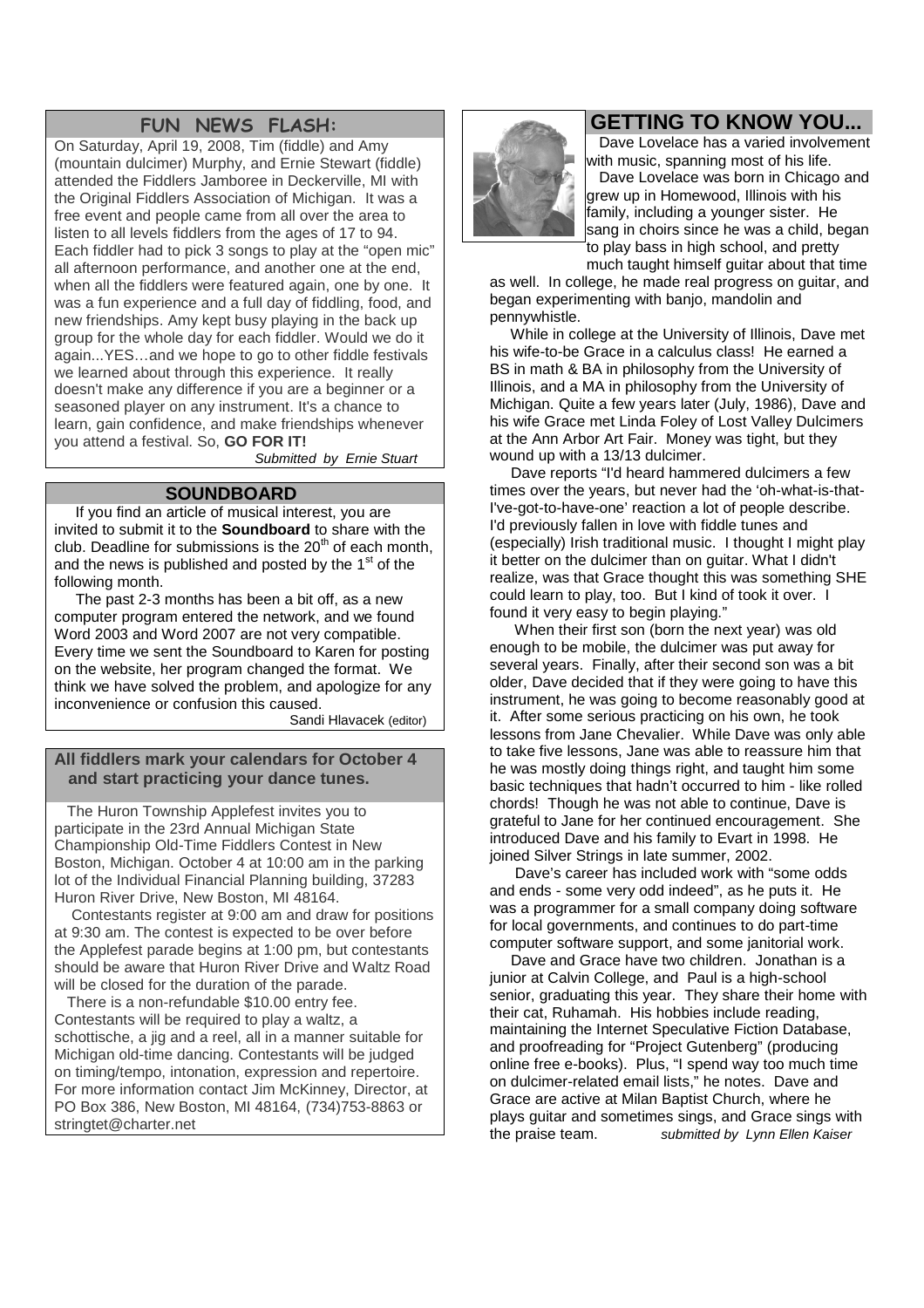## FUN NEWS FLASH:

On Saturday, April 19, 2008, Tim (fiddle) and Amy (mountain dulcimer) Murphy, and Ernie Stewart (fiddle) attended the Original Fiddlers Jamboree in Deckerville, MI with the Original Fiddlers Association of Michigan. It was a free event and people came from all over the area to listen to all levels fiddlers from the ages of 17 to 94. Each fiddler had to pick 3 songs to play at the "open mic" all afternoon performance, and another one at the end, when all the fiddlers were featured again, one by one. It was a fun experience and a full day of fiddling, food, and new friendships. Amy kept busy playing in the back up group for the whole day for each fiddler. Would we do it again...YES…and we hope to go to other fiddle festivals we learned about through this experience. It really doesn't make any difference if you are a beginner or a seasoned player on any instrument. It's a chance to learn, gain confidence, and make friendships whenever you attend a festival. So, **GO FOR IT!**

*Submitted by Ernie Stuart*

## SOUNDBOARD

If you find an article of musical interest, you are invited to submit it to the **Soundboard** to share with the club. Deadline for submissions is the 20th of each month, and the news is published and posted by the 1st of the following month.

The past 2-3 months has been a bit off, as a new computer program entered the network, and we found Word 2003 and Word 2007 are not very compatible. Every time we sent the Soundboard to Karen for posting on the website, her program changed the format. We think we have solved the problem, and apologize for any inconvenience or confusion this caused.

Sandi Hlavacek (editor)

### All fiddlers mark your calendars for October 4 and start practicing your dance tunes.

The Huron Township Applefest invites you to participate in the 23rd Annual Michigan State Championship Old-Time Fiddlers Contest in New Boston, Michigan. October 4 at 10:00 am in the parking lot of the Individual Financial Planning building, 37283 Huron River Drive, New Boston, MI 48164.

Contestants register at 9:00 am and draw for positions at 9:30 am. The contest is expected to be over before the Applefest parade begins at 1:00 pm, but contestants should be aware that Huron River Drive and Waltz Road will be closed for the duration of the parade.

There is a non-refundable $10.00 entry fee. Contestants will be required to play a waltz, a schottische, a jig and a reel, all in a manner suitable for Michigan old-time dancing. Contestants will be judged on timing/tempo, intonation, expression and repertoire. For more information contact Jim McKinney, Director, at PO Box 386, New Boston, MI 48164, (734)753-8863 or stringtet@charter.net

## GETTING TO KNOW YOU...

Dave Lovelace has a varied involvement with music, spanning most of his life.

Dave Lovelace was born in Chicago and grew up in Homewood, Illinois with his family, including a younger sister. He sang in choirs since he was a child, began to play bass in high school, and pretty much taught himself guitar about that time as well. In college, he made real progress on guitar, and began experimenting with banjo, mandolin and pennywhistle.

While in college at the University of Illinois, Dave met his wife-to-be Grace in a calculus class! He earned a BS in math & BA in philosophy from the University of Illinois, and a MA in philosophy from the University of Michigan. Quite a few years later (July, 1986), Dave and his wife Grace met Linda Foley of Lost Valley Dulcimers at the Ann Arbor Art Fair. Money was tight, but they wound up with a 13/13 dulcimer.

Dave reports "I'd heard hammered dulcimers a few times over the years, but never had the 'oh-what-is-that-I've-got-to-have-one' reaction a lot of people describe. I'd previously fallen in love with fiddle tunes and (especially) Irish traditional music. I thought I might play it better on the dulcimer than on guitar. What I didn't realize, was that Grace thought this was something SHE could learn to play, too. But I kind of took it over. I found it very easy to begin playing."

When their first son (born the next year) was old enough to be mobile, the dulcimer was put away for several years. Finally, after their second son was a bit older, Dave decided that if they were going to have this instrument, he was going to become reasonably good at it. After some serious practicing on his own, he took lessons from Jane Chevalier. While Dave was only able to take five lessons, Jane was able to reassure him that he was mostly doing things right, and taught him some basic techniques that hadn't occurred to him - like rolled chords! Though he was not able to continue, Dave is grateful to Jane for her continued encouragement. She introduced Dave and his family to Evart in 1998. He joined Silver Strings in late summer, 2002.

Dave's career has included work with "some odds and ends - some very odd indeed", as he puts it. He was a programmer for a small company doing software for local governments, and continues to do part-time computer software support, and some janitorial work.

Dave and Grace have two children. Jonathan is a junior at Calvin College, and Paul is a high-school senior, graduating this year. They share their home with their cat, Ruhamah. His hobbies include reading, maintaining the Internet Speculative Fiction Database, and proofreading for "Project Gutenberg" (producing online free e-books). Plus, "I spend way too much time on dulcimer-related email lists," he notes. Dave and Grace are active at Milan Baptist Church, where he plays guitar and sometimes sings, and Grace sings with the praise team.

*submitted by Lynn Ellen Kaiser*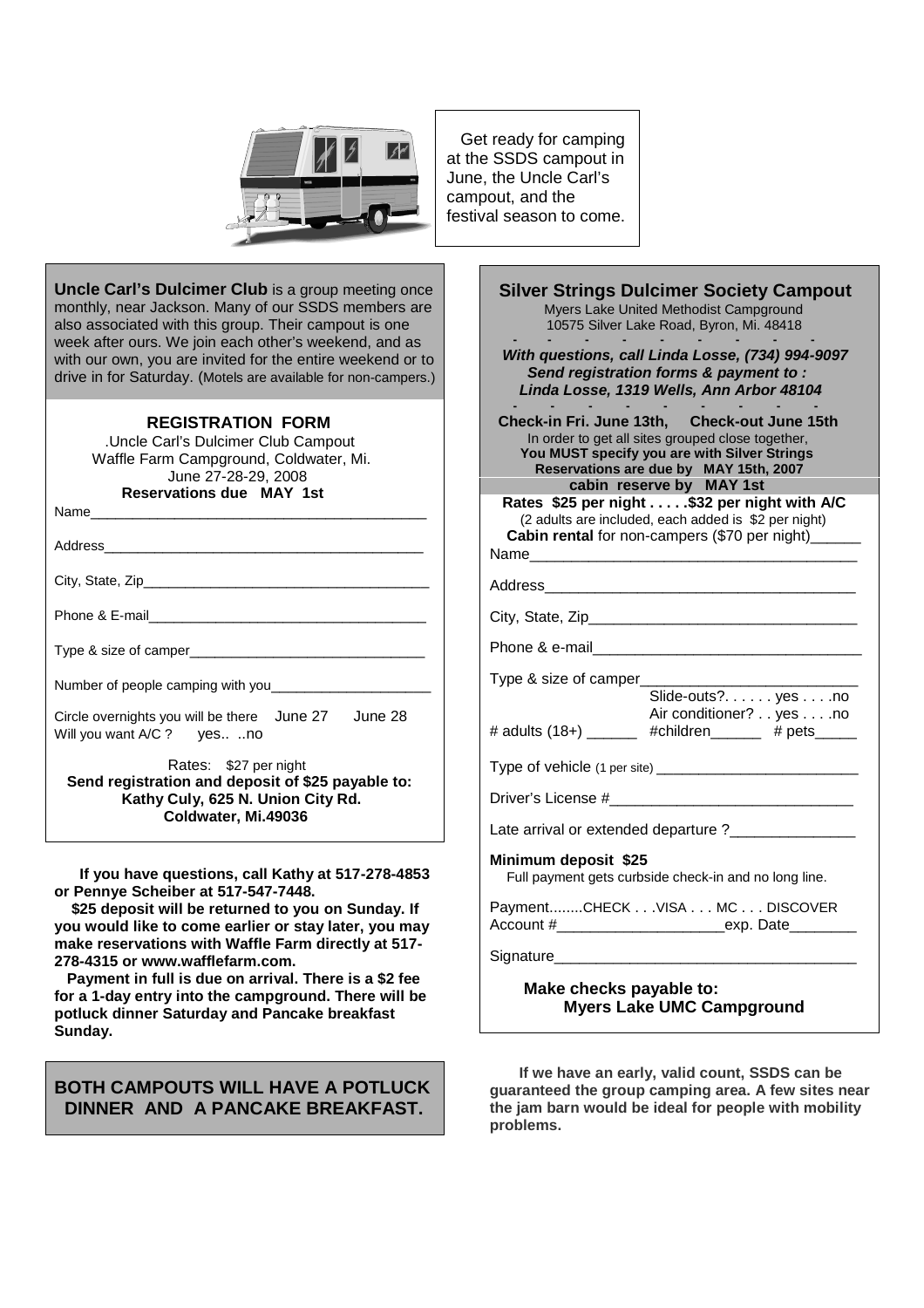Get ready for camping at the SSDS campout in June, the Uncle Carl's campout, and the festival season to come.

**Uncle Carl's Dulcimer Club** is a group meeting once monthly, near Jackson. Many of our SSDS members are also associated with this group. Their campout is one week after ours. We join each other's weekend, and as with our own, you are invited for the entire weekend or to drive in for Saturday. (Motels are available for non-campers.)

### REGISTRATION FORM

.Uncle Carl's Dulcimer Club Campout
Waffle Farm Campground, Coldwater, Mi.
June 27-28-29, 2008
**Reservations due MAY 1st**

Name___________________________________________

Address_________________________________________

City, State, Zip_____________________________________

Phone & E-mail____________________________________

Type & size of camper______________________________

Number of people camping with you____________________

Circle overnights you will be there June 27 June 28
Will you want A/C ? yes.. ..no

Rates: $27 per night

**Send registration and deposit of $25 payable to:**
**Kathy Culy, 625 N. Union City Rd.**
**Coldwater, Mi.49036**

**If you have questions, call Kathy at 517-278-4853 or Pennye Scheiber at 517-547-7448.**

**$25 deposit will be returned to you on Sunday. If you would like to come earlier or stay later, you may make reservations with Waffle Farm directly at 517-278-4315 or www.wafflefarm.com.**

**Payment in full is due on arrival. There is a $2 fee for a 1-day entry into the campground. There will be potluck dinner Saturday and Pancake breakfast Sunday.**

**BOTH CAMPOUTS WILL HAVE A POTLUCK DINNER AND A PANCAKE BREAKFAST.**

### Silver Strings Dulcimer Society Campout

Myers Lake United Methodist Campground
10575 Silver Lake Road, Byron, Mi. 48418

***With questions, call Linda Losse, (734) 994-9097***
***Send registration forms & payment to :***
***Linda Losse, 1319 Wells, Ann Arbor 48104***

**Check-in Fri. June 13th, Check-out June 15th**

In order to get all sites grouped close together,
**You MUST specify you are with Silver Strings**
**Reservations are due by MAY 15th, 2007**
**cabin reserve by MAY 1st**

**Rates $25 per night . . . . .$32 per night with A/C**
(2 adults are included, each added is $2 per night)
**Cabin rental** for non-campers ($70 per night)______

Name_________________________________________

Address_______________________________________

City, State, Zip__________________________________

Phone & e-mail__________________________________

Type & size of camper_____________________________
Slide-outs?. . . . . . yes . . . .no
Air conditioner? . . yes . . . .no
# adults (18+) ______ #children______ # pets_____

Type of vehicle (1 per site) _________________________

Driver's License #_____________________________

Late arrival or extended departure ?_______________

**Minimum deposit $25**
Full payment gets curbside check-in and no long line.

Payment........CHECK . . .VISA . . . MC . . . DISCOVER
Account #____________________exp. Date________

Signature____________________________________

**Make checks payable to:**
**Myers Lake UMC Campground**

**If we have an early, valid count, SSDS can be guaranteed the group camping area. A few sites near the jam barn would be ideal for people with mobility problems.**